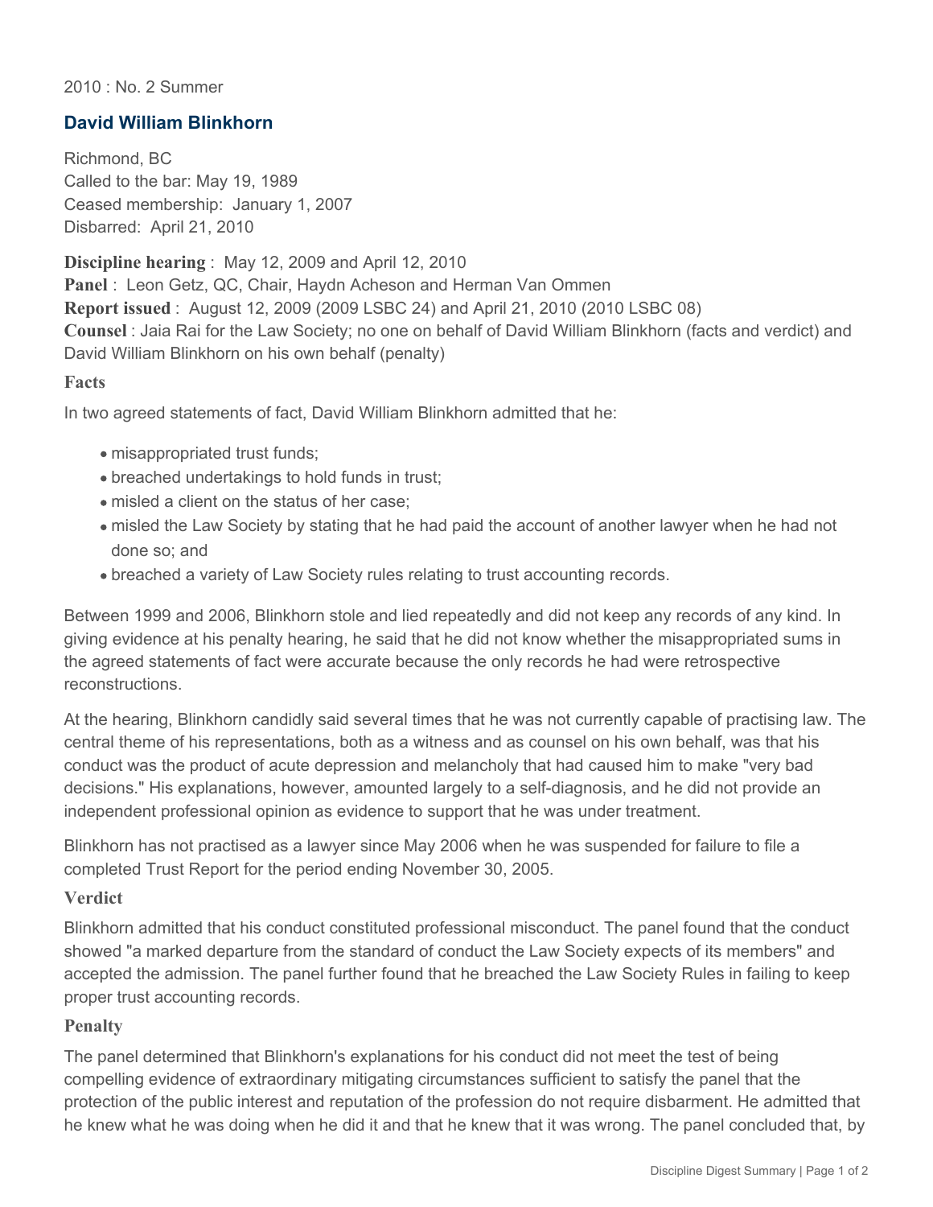2010 : No. 2 Summer

## David William Blinkhorn

Richmond, BC
Called to the bar: May 19, 1989
Ceased membership: January 1, 2007
Disbarred: April 21, 2010

**Discipline hearing** : May 12, 2009 and April 12, 2010
**Panel** : Leon Getz, QC, Chair, Haydn Acheson and Herman Van Ommen
**Report issued** : August 12, 2009 (2009 LSBC 24) and April 21, 2010 (2010 LSBC 08)
**Counsel** : Jaia Rai for the Law Society; no one on behalf of David William Blinkhorn (facts and verdict) and David William Blinkhorn on his own behalf (penalty)

### Facts

In two agreed statements of fact, David William Blinkhorn admitted that he:

- misappropriated trust funds;
- breached undertakings to hold funds in trust;
- misled a client on the status of her case;
- misled the Law Society by stating that he had paid the account of another lawyer when he had not done so; and
- breached a variety of Law Society rules relating to trust accounting records.

Between 1999 and 2006, Blinkhorn stole and lied repeatedly and did not keep any records of any kind. In giving evidence at his penalty hearing, he said that he did not know whether the misappropriated sums in the agreed statements of fact were accurate because the only records he had were retrospective reconstructions.

At the hearing, Blinkhorn candidly said several times that he was not currently capable of practising law. The central theme of his representations, both as a witness and as counsel on his own behalf, was that his conduct was the product of acute depression and melancholy that had caused him to make "very bad decisions." His explanations, however, amounted largely to a self-diagnosis, and he did not provide an independent professional opinion as evidence to support that he was under treatment.

Blinkhorn has not practised as a lawyer since May 2006 when he was suspended for failure to file a completed Trust Report for the period ending November 30, 2005.

### Verdict

Blinkhorn admitted that his conduct constituted professional misconduct. The panel found that the conduct showed "a marked departure from the standard of conduct the Law Society expects of its members" and accepted the admission. The panel further found that he breached the Law Society Rules in failing to keep proper trust accounting records.

### Penalty

The panel determined that Blinkhorn's explanations for his conduct did not meet the test of being compelling evidence of extraordinary mitigating circumstances sufficient to satisfy the panel that the protection of the public interest and reputation of the profession do not require disbarment. He admitted that he knew what he was doing when he did it and that he knew that it was wrong. The panel concluded that, by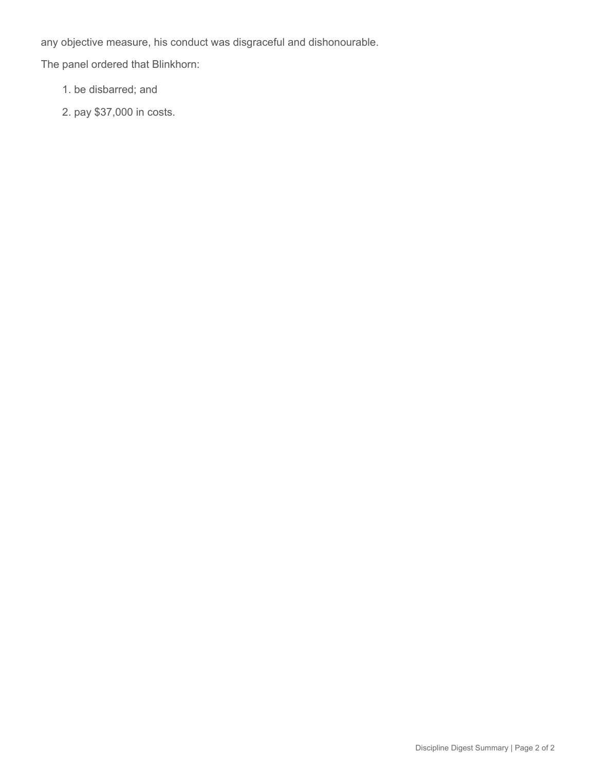any objective measure, his conduct was disgraceful and dishonourable.

The panel ordered that Blinkhorn:

1. be disbarred; and
2. pay $37,000 in costs.